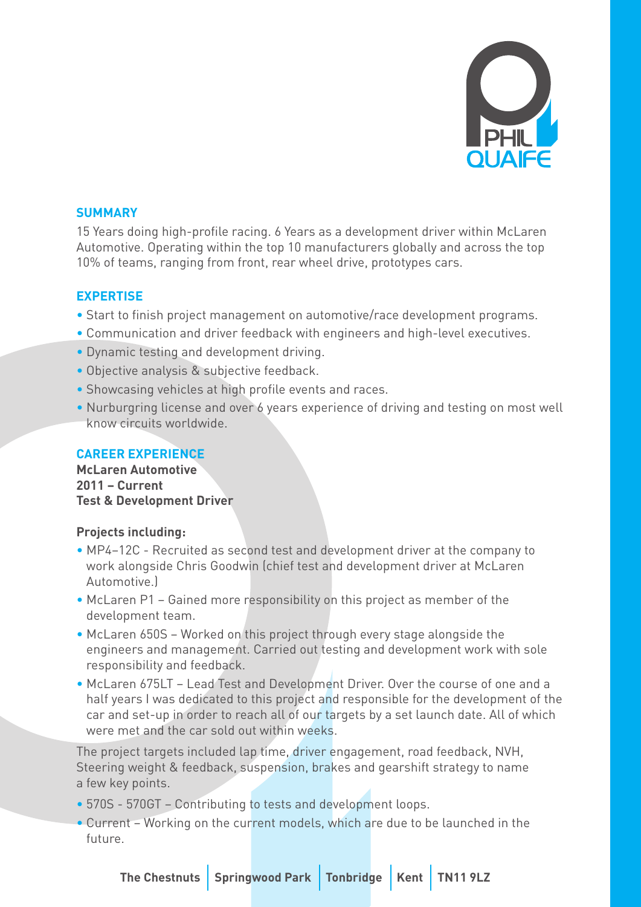PHIL QUAIFE

## SUMMARY

15 Years doing high-profile racing. 6 Years as a development driver within McLaren Automotive. Operating within the top 10 manufacturers globally and across the top 10% of teams, ranging from front, rear wheel drive, prototypes cars.

## EXPERTISE

- Start to finish project management on automotive/race development programs.
- Communication and driver feedback with engineers and high-level executives.
- Dynamic testing and development driving.
- Objective analysis & subjective feedback.
- Showcasing vehicles at high profile events and races.
- Nurburgring license and over 6 years experience of driving and testing on most well know circuits worldwide.

## CAREER EXPERIENCE

**McLaren Automotive**
**2011 – Current**
**Test & Development Driver**

**Projects including:**

- MP4–12C - Recruited as second test and development driver at the company to work alongside Chris Goodwin (chief test and development driver at McLaren Automotive.)
- McLaren P1 – Gained more responsibility on this project as member of the development team.
- McLaren 650S – Worked on this project through every stage alongside the engineers and management. Carried out testing and development work with sole responsibility and feedback.
- McLaren 675LT – Lead Test and Development Driver. Over the course of one and a half years I was dedicated to this project and responsible for the development of the car and set-up in order to reach all of our targets by a set launch date. All of which were met and the car sold out within weeks.

The project targets included lap time, driver engagement, road feedback, NVH, Steering weight & feedback, suspension, brakes and gearshift strategy to name a few key points.

- 570S - 570GT – Contributing to tests and development loops.
- Current – Working on the current models, which are due to be launched in the future.

**The Chestnuts | Springwood Park | Tonbridge | Kent | TN11 9LZ**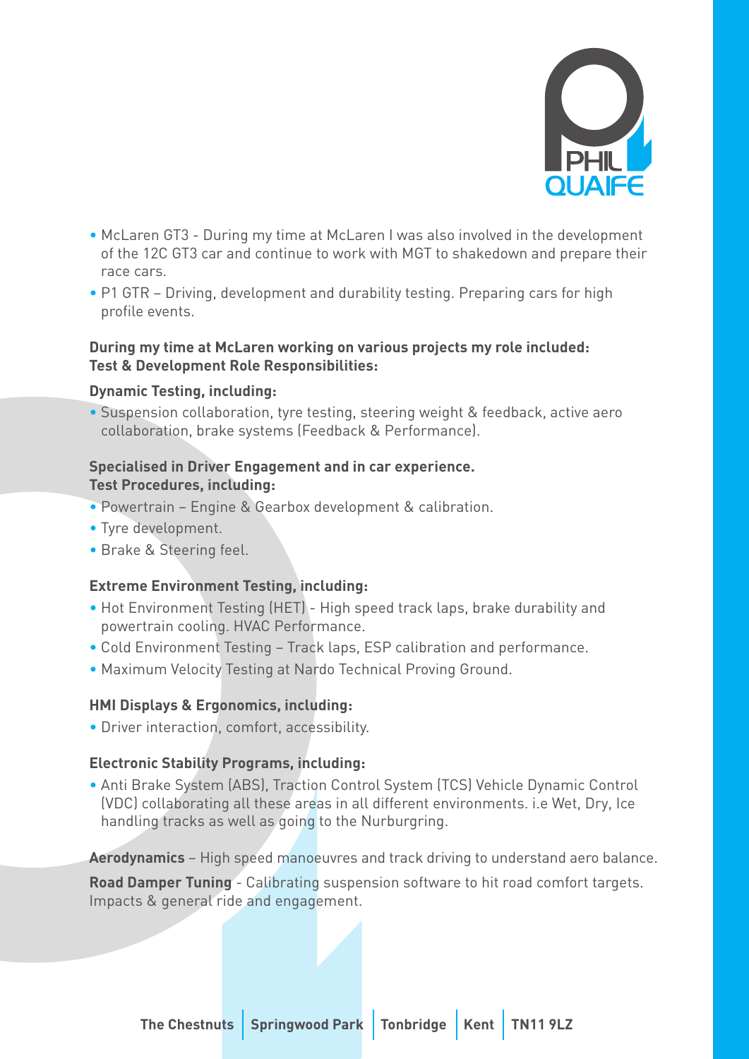- McLaren GT3 - During my time at McLaren I was also involved in the development of the 12C GT3 car and continue to work with MGT to shakedown and prepare their race cars.
- P1 GTR – Driving, development and durability testing. Preparing cars for high profile events.

**During my time at McLaren working on various projects my role included:**
**Test & Development Role Responsibilities:**

**Dynamic Testing, including:**

- Suspension collaboration, tyre testing, steering weight & feedback, active aero collaboration, brake systems (Feedback & Performance).

**Specialised in Driver Engagement and in car experience.**
**Test Procedures, including:**

- Powertrain – Engine & Gearbox development & calibration.
- Tyre development.
- Brake & Steering feel.

**Extreme Environment Testing, including:**

- Hot Environment Testing (HET) - High speed track laps, brake durability and powertrain cooling. HVAC Performance.
- Cold Environment Testing – Track laps, ESP calibration and performance.
- Maximum Velocity Testing at Nardo Technical Proving Ground.

**HMI Displays & Ergonomics, including:**

- Driver interaction, comfort, accessibility.

**Electronic Stability Programs, including:**

- Anti Brake System (ABS), Traction Control System (TCS) Vehicle Dynamic Control (VDC) collaborating all these areas in all different environments. i.e Wet, Dry, Ice handling tracks as well as going to the Nurburgring.

**Aerodynamics** – High speed manoeuvres and track driving to understand aero balance.

**Road Damper Tuning** - Calibrating suspension software to hit road comfort targets. Impacts & general ride and engagement.

**The Chestnuts | Springwood Park | Tonbridge | Kent | TN11 9LZ**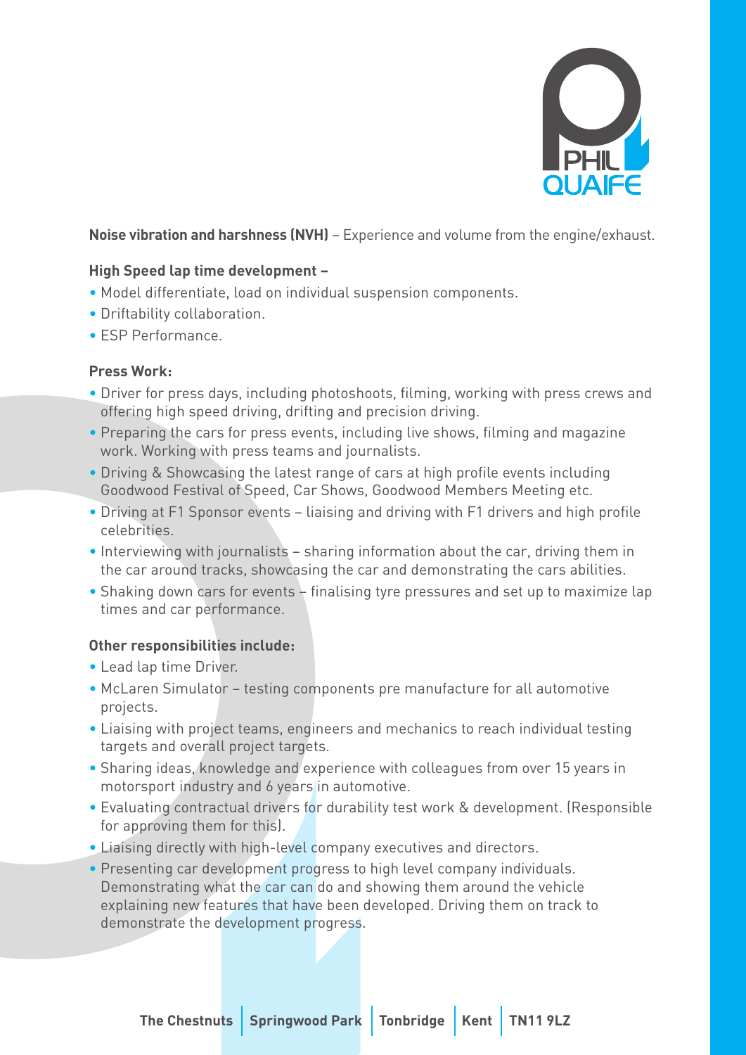**Noise vibration and harshness (NVH)** – Experience and volume from the engine/exhaust.

**High Speed lap time development –**

- Model differentiate, load on individual suspension components.
- Driftability collaboration.
- ESP Performance.

**Press Work:**

- Driver for press days, including photoshoots, filming, working with press crews and offering high speed driving, drifting and precision driving.
- Preparing the cars for press events, including live shows, filming and magazine work. Working with press teams and journalists.
- Driving & Showcasing the latest range of cars at high profile events including Goodwood Festival of Speed, Car Shows, Goodwood Members Meeting etc.
- Driving at F1 Sponsor events – liaising and driving with F1 drivers and high profile celebrities.
- Interviewing with journalists – sharing information about the car, driving them in the car around tracks, showcasing the car and demonstrating the cars abilities.
- Shaking down cars for events – finalising tyre pressures and set up to maximize lap times and car performance.

**Other responsibilities include:**

- Lead lap time Driver.
- McLaren Simulator – testing components pre manufacture for all automotive projects.
- Liaising with project teams, engineers and mechanics to reach individual testing targets and overall project targets.
- Sharing ideas, knowledge and experience with colleagues from over 15 years in motorsport industry and 6 years in automotive.
- Evaluating contractual drivers for durability test work & development. (Responsible for approving them for this).
- Liaising directly with high-level company executives and directors.
- Presenting car development progress to high level company individuals. Demonstrating what the car can do and showing them around the vehicle explaining new features that have been developed. Driving them on track to demonstrate the development progress.

**The Chestnuts | Springwood Park | Tonbridge | Kent | TN11 9LZ**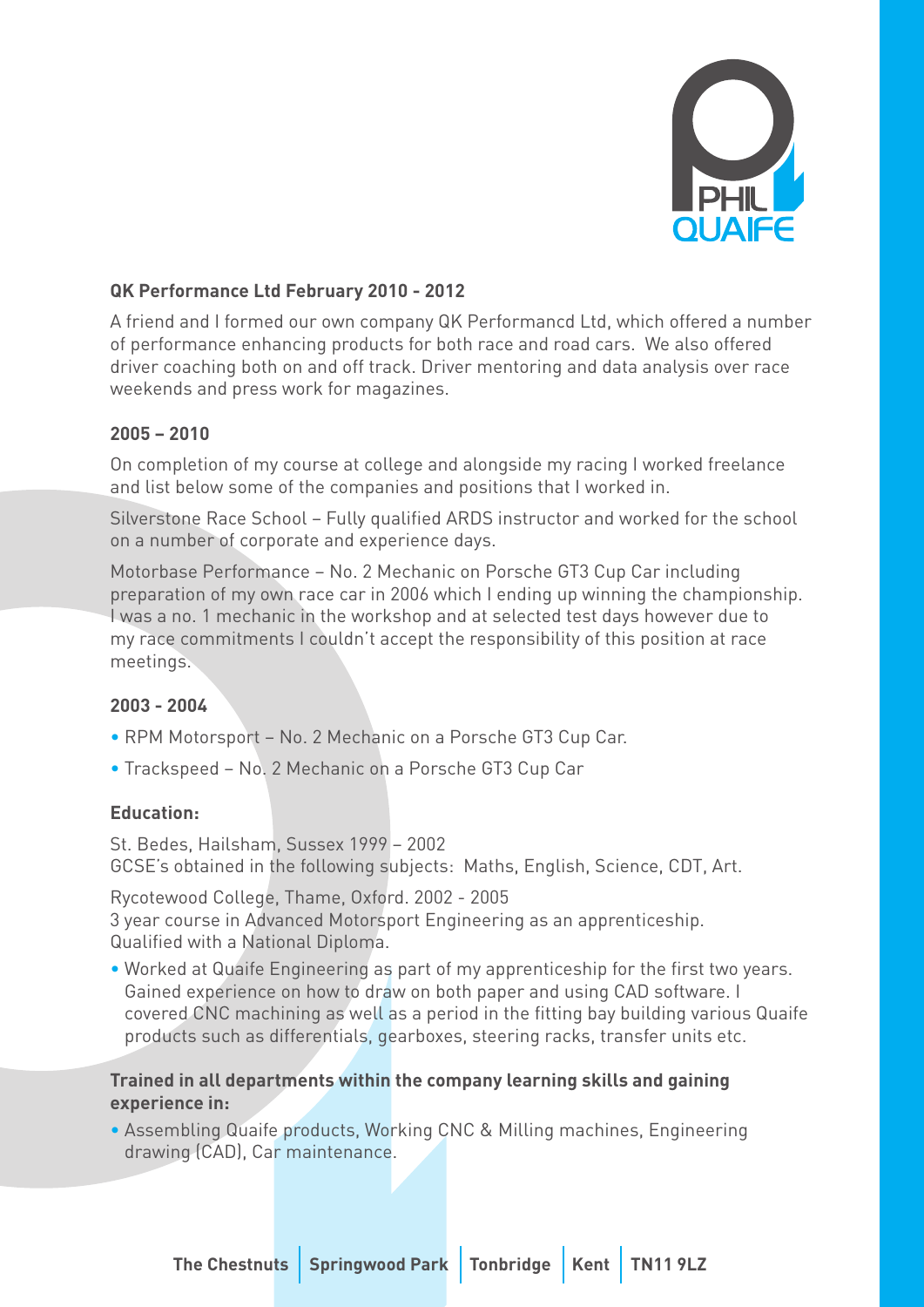PHIL QUAIFE

**QK Performance Ltd February 2010 - 2012**

A friend and I formed our own company QK Performancd Ltd, which offered a number of performance enhancing products for both race and road cars. We also offered driver coaching both on and off track. Driver mentoring and data analysis over race weekends and press work for magazines.

**2005 – 2010**

On completion of my course at college and alongside my racing I worked freelance and list below some of the companies and positions that I worked in.

Silverstone Race School – Fully qualified ARDS instructor and worked for the school on a number of corporate and experience days.

Motorbase Performance – No. 2 Mechanic on Porsche GT3 Cup Car including preparation of my own race car in 2006 which I ending up winning the championship. I was a no. 1 mechanic in the workshop and at selected test days however due to my race commitments I couldn't accept the responsibility of this position at race meetings.

**2003 - 2004**

- RPM Motorsport – No. 2 Mechanic on a Porsche GT3 Cup Car.
- Trackspeed – No. 2 Mechanic on a Porsche GT3 Cup Car

**Education:**

St. Bedes, Hailsham, Sussex 1999 – 2002
GCSE's obtained in the following subjects: Maths, English, Science, CDT, Art.

Rycotewood College, Thame, Oxford. 2002 - 2005
3 year course in Advanced Motorsport Engineering as an apprenticeship.
Qualified with a National Diploma.

- Worked at Quaife Engineering as part of my apprenticeship for the first two years. Gained experience on how to draw on both paper and using CAD software. I covered CNC machining as well as a period in the fitting bay building various Quaife products such as differentials, gearboxes, steering racks, transfer units etc.

**Trained in all departments within the company learning skills and gaining experience in:**

- Assembling Quaife products, Working CNC & Milling machines, Engineering drawing (CAD), Car maintenance.

**The Chestnuts | Springwood Park | Tonbridge | Kent | TN11 9LZ**